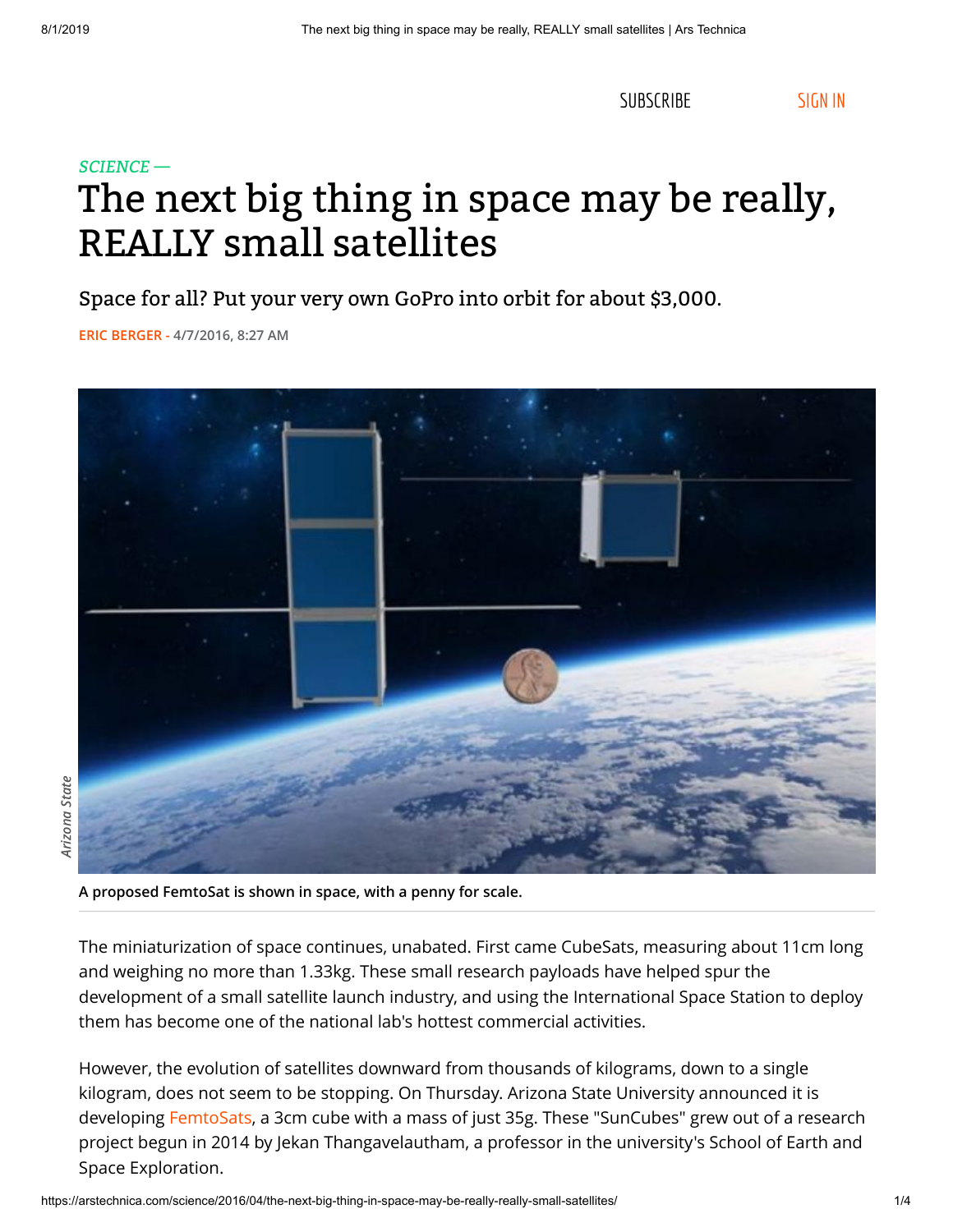*SCIENCE —*

# The next big thing in space may be really, REALLY small satellites

Space for all? Put your very own GoPro into orbit for about $3,000.

**ERIC BERGER - 4/7/2016, 8:27 AM**

Arizona State

**A proposed FemtoSat is shown in space, with a penny for scale.**

The miniaturization of space continues, unabated. First came CubeSats, measuring about 11cm long and weighing no more than 1.33kg. These small research payloads have helped spur the development of a small satellite launch industry, and using the International Space Station to deploy them has become one of the national lab's hottest commercial activities.

However, the evolution of satellites downward from thousands of kilograms, down to a single kilogram, does not seem to be stopping. On Thursday. Arizona State University announced it is developing FemtoSats, a 3cm cube with a mass of just 35g. These "SunCubes" grew out of a research project begun in 2014 by Jekan Thangavelautham, a professor in the university's School of Earth and Space Exploration.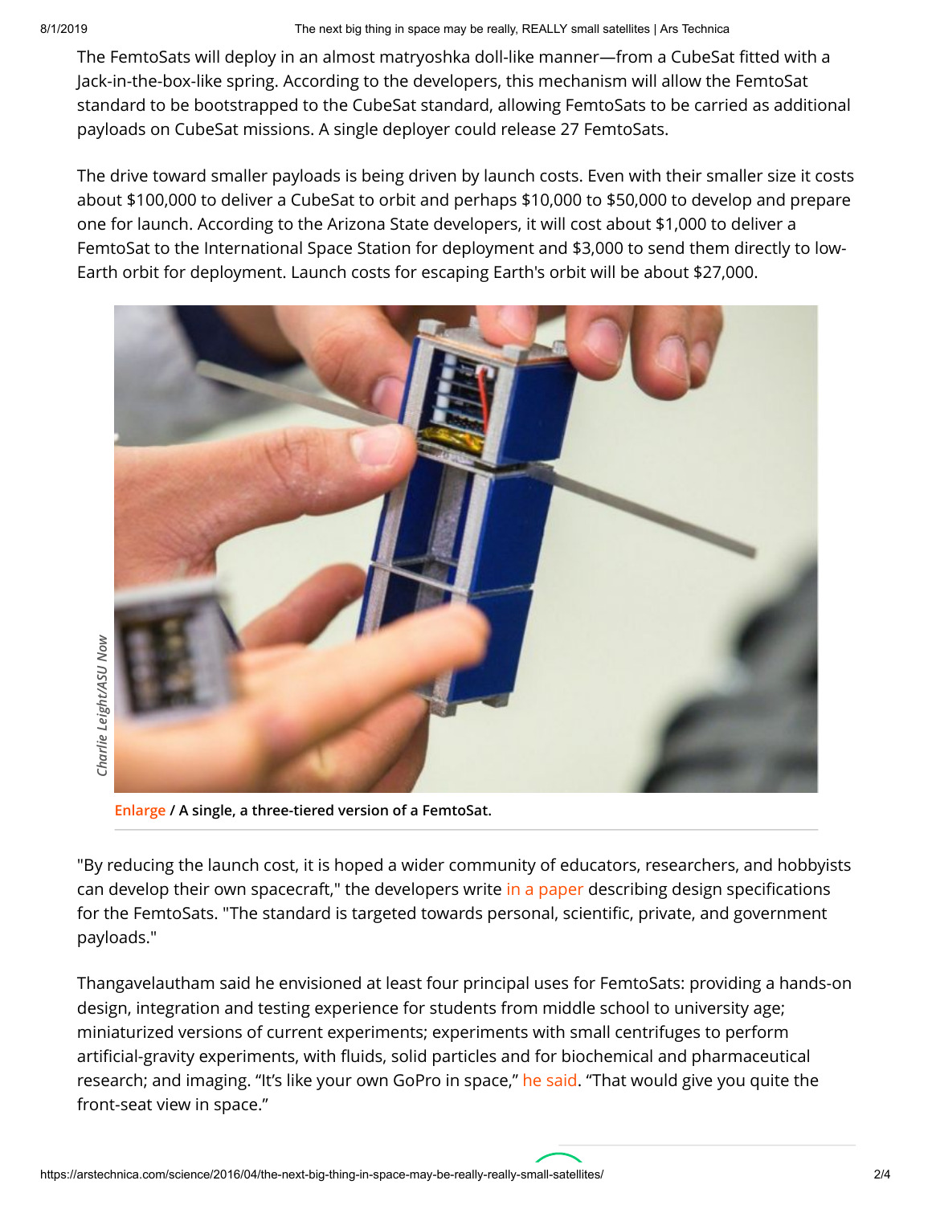The FemtoSats will deploy in an almost matryoshka doll-like manner—from a CubeSat fitted with a Jack-in-the-box-like spring. According to the developers, this mechanism will allow the FemtoSat standard to be bootstrapped to the CubeSat standard, allowing FemtoSats to be carried as additional payloads on CubeSat missions. A single deployer could release 27 FemtoSats.

The drive toward smaller payloads is being driven by launch costs. Even with their smaller size it costs about $100,000 to deliver a CubeSat to orbit and perhaps $10,000 to $50,000 to develop and prepare one for launch. According to the Arizona State developers, it will cost about $1,000 to deliver a FemtoSat to the International Space Station for deployment and $3,000 to send them directly to low-Earth orbit for deployment. Launch costs for escaping Earth's orbit will be about $27,000.

Charlie Leight/ASU Now

**Enlarge / A single, a three-tiered version of a FemtoSat.**

"By reducing the launch cost, it is hoped a wider community of educators, researchers, and hobbyists can develop their own spacecraft," the developers write in a paper describing design specifications for the FemtoSats. "The standard is targeted towards personal, scientific, private, and government payloads."

Thangavelautham said he envisioned at least four principal uses for FemtoSats: providing a hands-on design, integration and testing experience for students from middle school to university age; miniaturized versions of current experiments; experiments with small centrifuges to perform artificial-gravity experiments, with fluids, solid particles and for biochemical and pharmaceutical research; and imaging. "It's like your own GoPro in space," he said. "That would give you quite the front-seat view in space."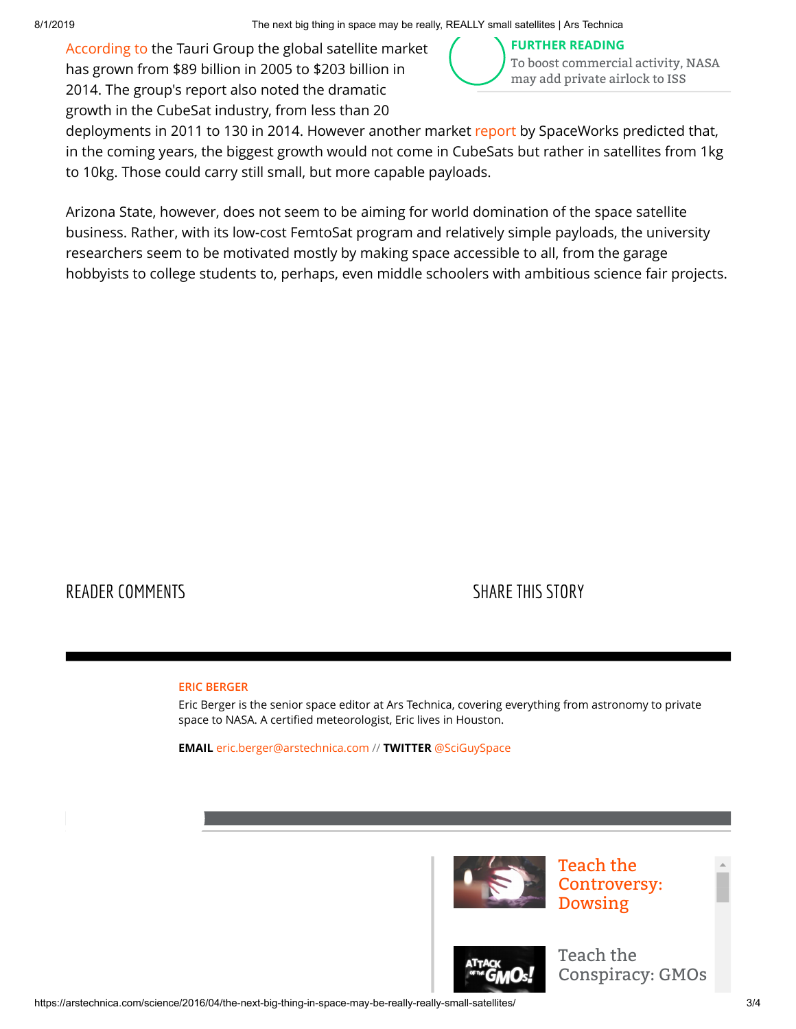According to the Tauri Group the global satellite market has grown from $89 billion in 2005 to $203 billion in 2014. The group's report also noted the dramatic growth in the CubeSat industry, from less than 20 deployments in 2011 to 130 in 2014. However another market report by SpaceWorks predicted that, in the coming years, the biggest growth would not come in CubeSats but rather in satellites from 1kg to 10kg. Those could carry still small, but more capable payloads.

**FURTHER READING**
To boost commercial activity, NASA may add private airlock to ISS

Arizona State, however, does not seem to be aiming for world domination of the space satellite business. Rather, with its low-cost FemtoSat program and relatively simple payloads, the university researchers seem to be motivated mostly by making space accessible to all, from the garage hobbyists to college students to, perhaps, even middle schoolers with ambitious science fair projects.

READER COMMENTS

SHARE THIS STORY

**ERIC BERGER**

Eric Berger is the senior space editor at Ars Technica, covering everything from astronomy to private space to NASA. A certified meteorologist, Eric lives in Houston.

**EMAIL** eric.berger@arstechnica.com // **TWITTER** @SciGuySpace

Teach the Controversy: Dowsing

Teach the Conspiracy: GMOs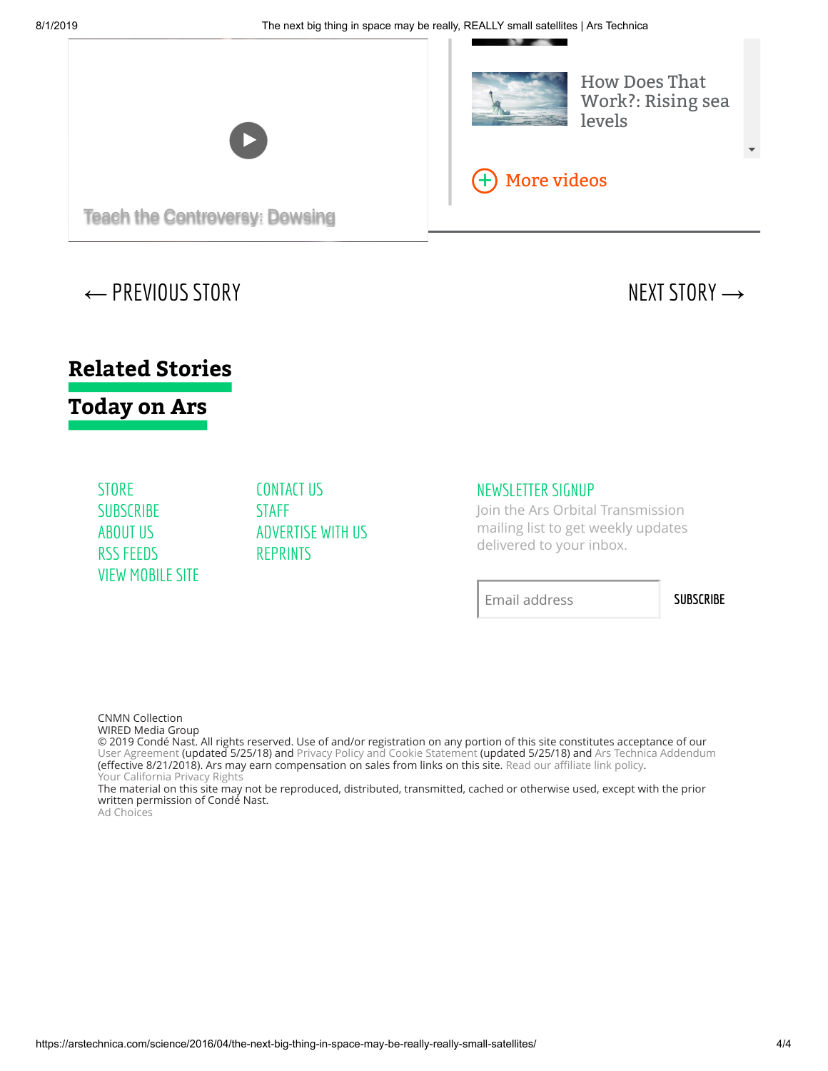Teach the Controversy: Dowsing

How Does That Work?: Rising sea levels

More videos

← PREVIOUS STORY

NEXT STORY →

## Related Stories

## Today on Ars

STORE
SUBSCRIBE
ABOUT US
RSS FEEDS
VIEW MOBILE SITE

CONTACT US
STAFF
ADVERTISE WITH US
REPRINTS

NEWSLETTER SIGNUP

Join the Ars Orbital Transmission mailing list to get weekly updates delivered to your inbox.

Email address

SUBSCRIBE

CNMN Collection
WIRED Media Group
© 2019 Condé Nast. All rights reserved. Use of and/or registration on any portion of this site constitutes acceptance of our User Agreement (updated 5/25/18) and Privacy Policy and Cookie Statement (updated 5/25/18) and Ars Technica Addendum (effective 8/21/2018). Ars may earn compensation on sales from links on this site. Read our affiliate link policy.
Your California Privacy Rights
The material on this site may not be reproduced, distributed, transmitted, cached or otherwise used, except with the prior written permission of Condé Nast.
Ad Choices